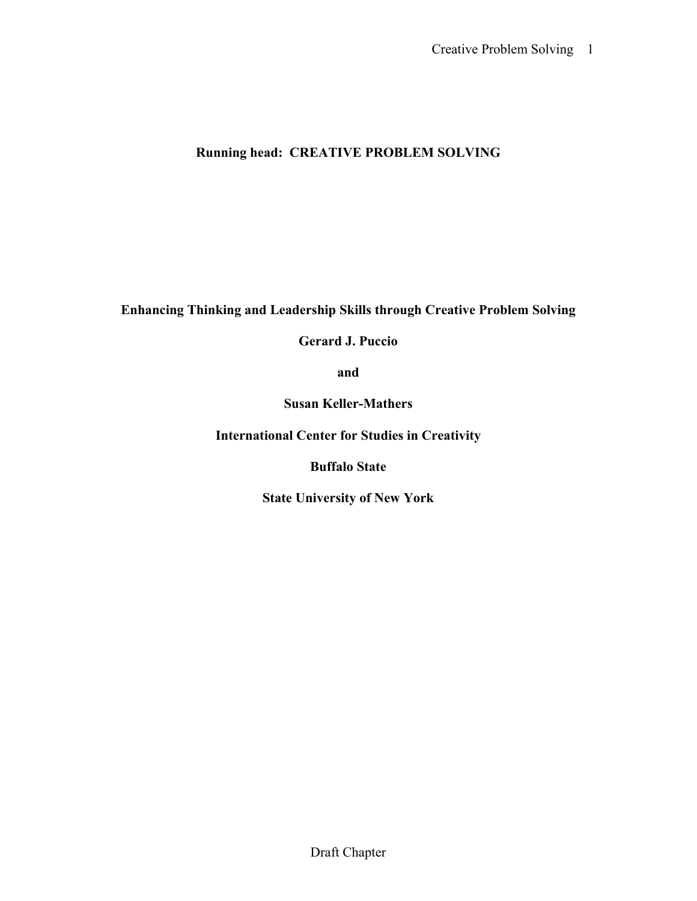**Running head: CREATIVE PROBLEM SOLVING**

# Enhancing Thinking and Leadership Skills through Creative Problem Solving

**Gerard J. Puccio**

**and**

**Susan Keller-Mathers**

**International Center for Studies in Creativity**

**Buffalo State**

**State University of New York**

Draft Chapter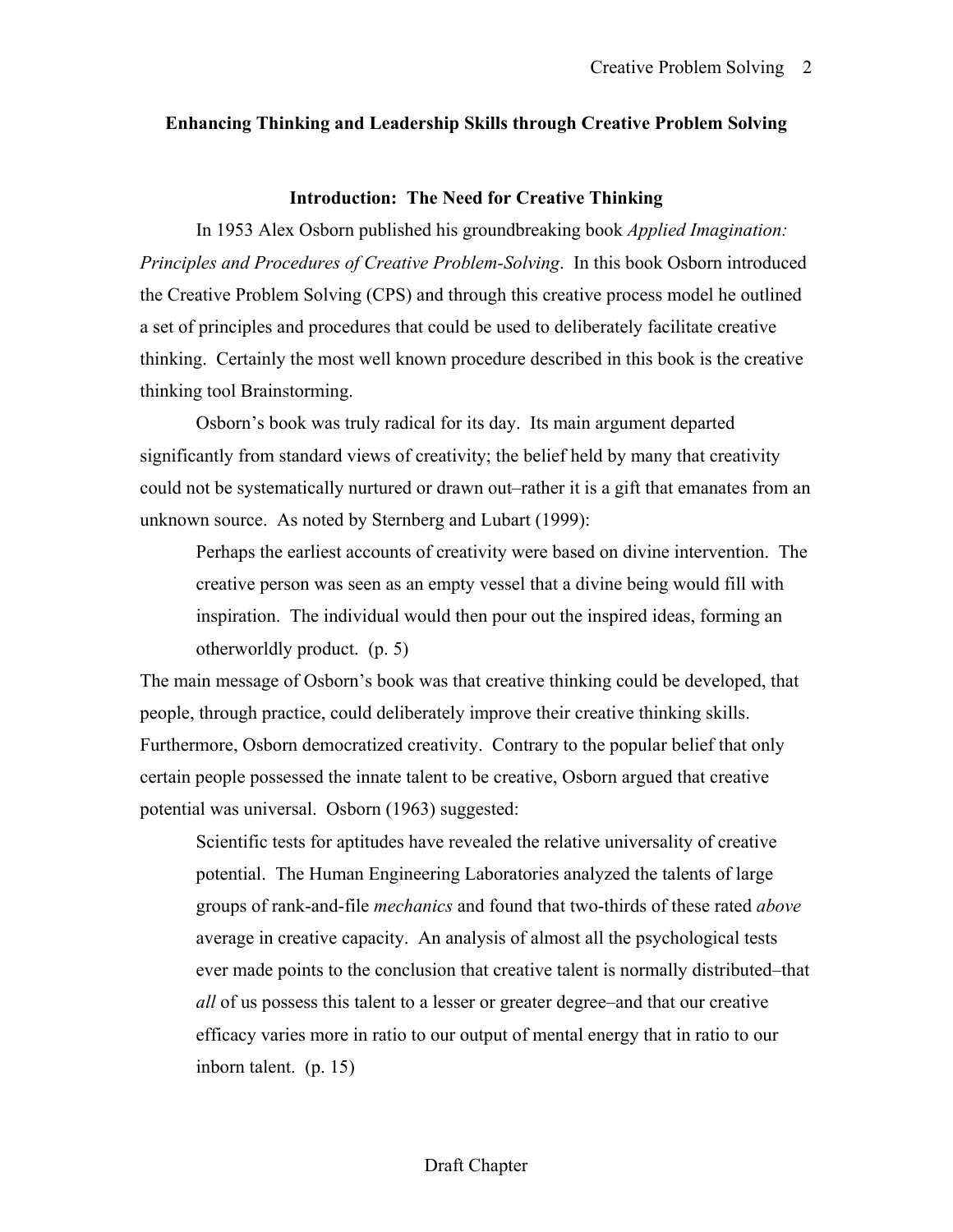## Enhancing Thinking and Leadership Skills through Creative Problem Solving

### Introduction: The Need for Creative Thinking

In 1953 Alex Osborn published his groundbreaking book *Applied Imagination: Principles and Procedures of Creative Problem-Solving*. In this book Osborn introduced the Creative Problem Solving (CPS) and through this creative process model he outlined a set of principles and procedures that could be used to deliberately facilitate creative thinking. Certainly the most well known procedure described in this book is the creative thinking tool Brainstorming.

Osborn's book was truly radical for its day. Its main argument departed significantly from standard views of creativity; the belief held by many that creativity could not be systematically nurtured or drawn out–rather it is a gift that emanates from an unknown source. As noted by Sternberg and Lubart (1999):

> Perhaps the earliest accounts of creativity were based on divine intervention. The creative person was seen as an empty vessel that a divine being would fill with inspiration. The individual would then pour out the inspired ideas, forming an otherworldly product. (p. 5)

The main message of Osborn's book was that creative thinking could be developed, that people, through practice, could deliberately improve their creative thinking skills. Furthermore, Osborn democratized creativity. Contrary to the popular belief that only certain people possessed the innate talent to be creative, Osborn argued that creative potential was universal. Osborn (1963) suggested:

> Scientific tests for aptitudes have revealed the relative universality of creative potential. The Human Engineering Laboratories analyzed the talents of large groups of rank-and-file *mechanics* and found that two-thirds of these rated *above* average in creative capacity. An analysis of almost all the psychological tests ever made points to the conclusion that creative talent is normally distributed–that *all* of us possess this talent to a lesser or greater degree–and that our creative efficacy varies more in ratio to our output of mental energy that in ratio to our inborn talent. (p. 15)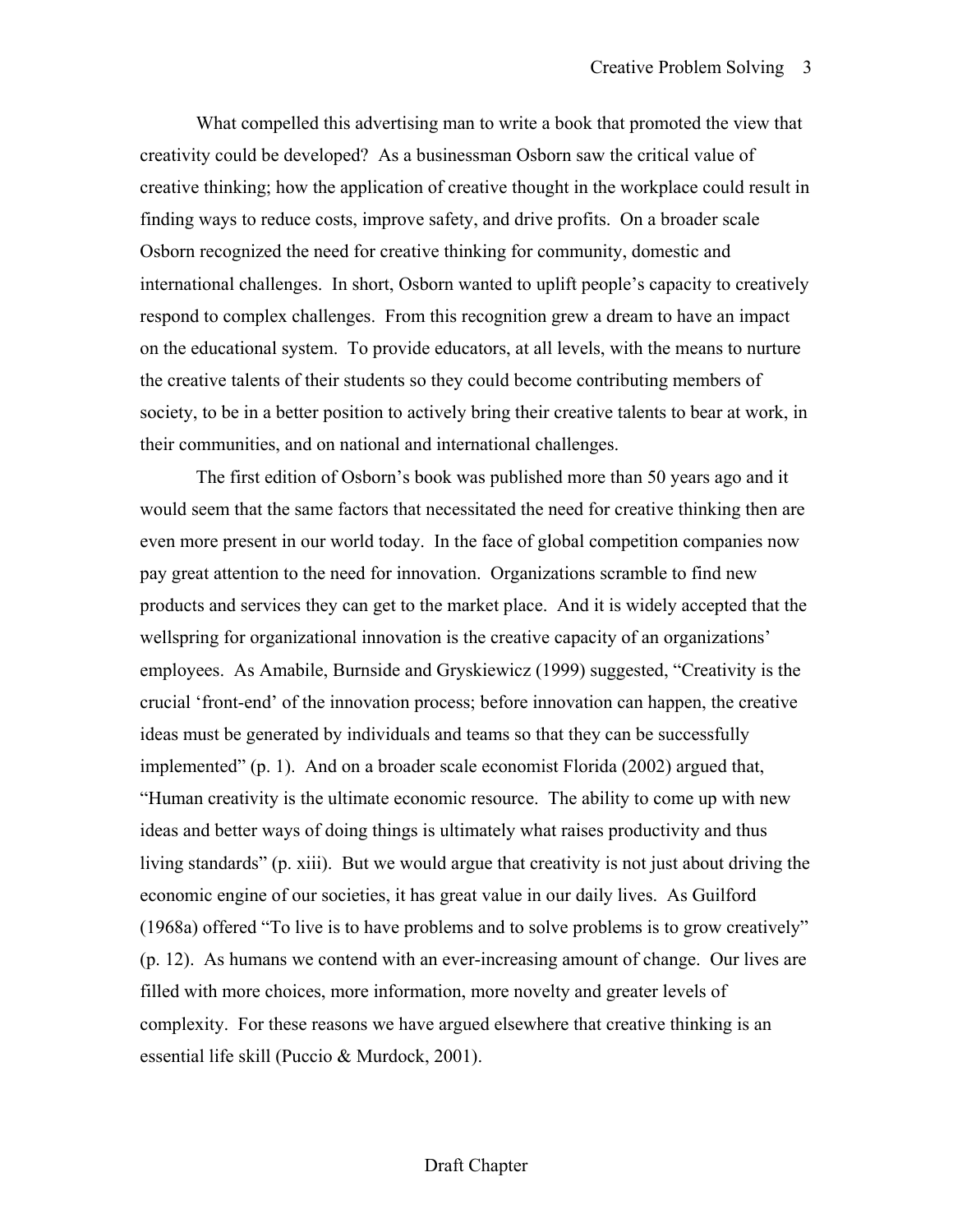What compelled this advertising man to write a book that promoted the view that creativity could be developed? As a businessman Osborn saw the critical value of creative thinking; how the application of creative thought in the workplace could result in finding ways to reduce costs, improve safety, and drive profits. On a broader scale Osborn recognized the need for creative thinking for community, domestic and international challenges. In short, Osborn wanted to uplift people's capacity to creatively respond to complex challenges. From this recognition grew a dream to have an impact on the educational system. To provide educators, at all levels, with the means to nurture the creative talents of their students so they could become contributing members of society, to be in a better position to actively bring their creative talents to bear at work, in their communities, and on national and international challenges.

The first edition of Osborn's book was published more than 50 years ago and it would seem that the same factors that necessitated the need for creative thinking then are even more present in our world today. In the face of global competition companies now pay great attention to the need for innovation. Organizations scramble to find new products and services they can get to the market place. And it is widely accepted that the wellspring for organizational innovation is the creative capacity of an organizations' employees. As Amabile, Burnside and Gryskiewicz (1999) suggested, "Creativity is the crucial 'front-end' of the innovation process; before innovation can happen, the creative ideas must be generated by individuals and teams so that they can be successfully implemented" (p. 1). And on a broader scale economist Florida (2002) argued that, "Human creativity is the ultimate economic resource. The ability to come up with new ideas and better ways of doing things is ultimately what raises productivity and thus living standards" (p. xiii). But we would argue that creativity is not just about driving the economic engine of our societies, it has great value in our daily lives. As Guilford (1968a) offered "To live is to have problems and to solve problems is to grow creatively" (p. 12). As humans we contend with an ever-increasing amount of change. Our lives are filled with more choices, more information, more novelty and greater levels of complexity. For these reasons we have argued elsewhere that creative thinking is an essential life skill (Puccio & Murdock, 2001).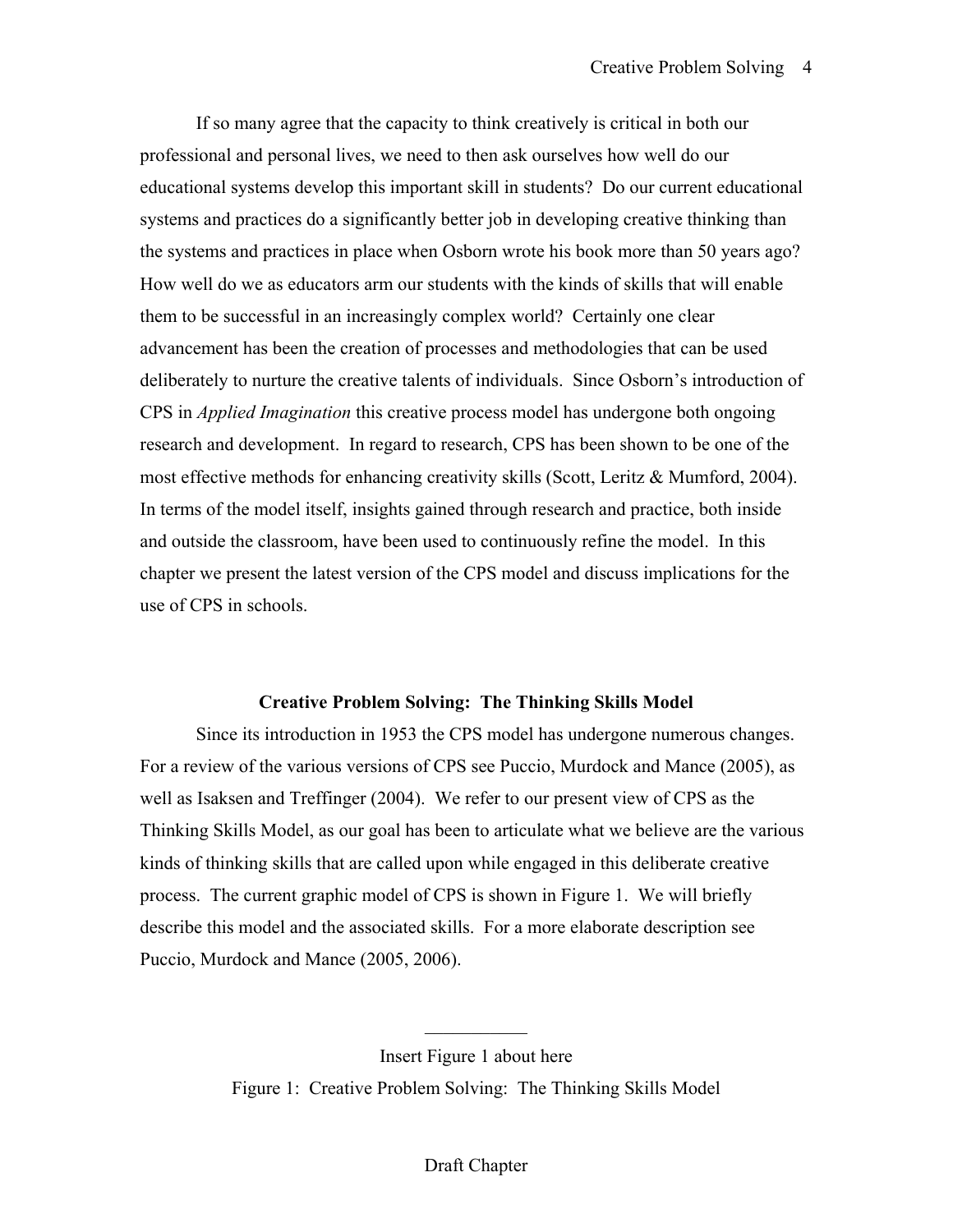If so many agree that the capacity to think creatively is critical in both our professional and personal lives, we need to then ask ourselves how well do our educational systems develop this important skill in students? Do our current educational systems and practices do a significantly better job in developing creative thinking than the systems and practices in place when Osborn wrote his book more than 50 years ago? How well do we as educators arm our students with the kinds of skills that will enable them to be successful in an increasingly complex world? Certainly one clear advancement has been the creation of processes and methodologies that can be used deliberately to nurture the creative talents of individuals. Since Osborn's introduction of CPS in *Applied Imagination* this creative process model has undergone both ongoing research and development. In regard to research, CPS has been shown to be one of the most effective methods for enhancing creativity skills (Scott, Leritz & Mumford, 2004). In terms of the model itself, insights gained through research and practice, both inside and outside the classroom, have been used to continuously refine the model. In this chapter we present the latest version of the CPS model and discuss implications for the use of CPS in schools.

## Creative Problem Solving: The Thinking Skills Model

Since its introduction in 1953 the CPS model has undergone numerous changes. For a review of the various versions of CPS see Puccio, Murdock and Mance (2005), as well as Isaksen and Treffinger (2004). We refer to our present view of CPS as the Thinking Skills Model, as our goal has been to articulate what we believe are the various kinds of thinking skills that are called upon while engaged in this deliberate creative process. The current graphic model of CPS is shown in Figure 1. We will briefly describe this model and the associated skills. For a more elaborate description see Puccio, Murdock and Mance (2005, 2006).

---

Insert Figure 1 about here

Figure 1: Creative Problem Solving: The Thinking Skills Model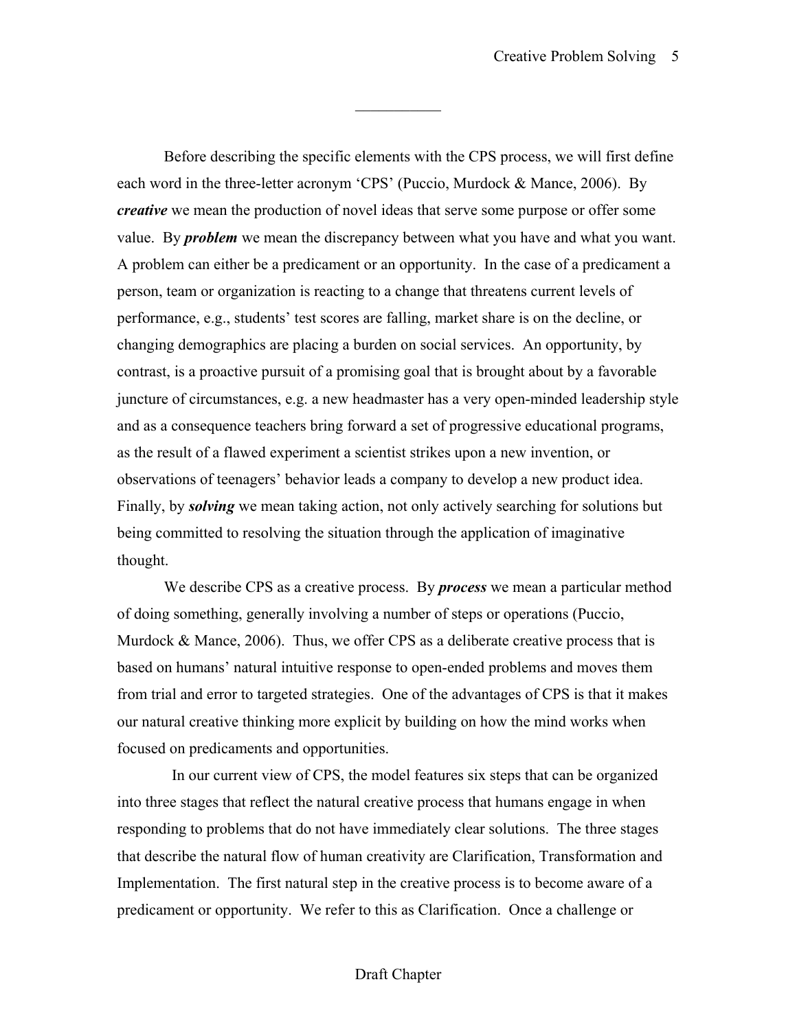Before describing the specific elements with the CPS process, we will first define each word in the three-letter acronym 'CPS' (Puccio, Murdock & Mance, 2006). By ***creative*** we mean the production of novel ideas that serve some purpose or offer some value. By ***problem*** we mean the discrepancy between what you have and what you want. A problem can either be a predicament or an opportunity. In the case of a predicament a person, team or organization is reacting to a change that threatens current levels of performance, e.g., students' test scores are falling, market share is on the decline, or changing demographics are placing a burden on social services. An opportunity, by contrast, is a proactive pursuit of a promising goal that is brought about by a favorable juncture of circumstances, e.g. a new headmaster has a very open-minded leadership style and as a consequence teachers bring forward a set of progressive educational programs, as the result of a flawed experiment a scientist strikes upon a new invention, or observations of teenagers' behavior leads a company to develop a new product idea. Finally, by ***solving*** we mean taking action, not only actively searching for solutions but being committed to resolving the situation through the application of imaginative thought.

We describe CPS as a creative process. By ***process*** we mean a particular method of doing something, generally involving a number of steps or operations (Puccio, Murdock & Mance, 2006). Thus, we offer CPS as a deliberate creative process that is based on humans' natural intuitive response to open-ended problems and moves them from trial and error to targeted strategies. One of the advantages of CPS is that it makes our natural creative thinking more explicit by building on how the mind works when focused on predicaments and opportunities.

In our current view of CPS, the model features six steps that can be organized into three stages that reflect the natural creative process that humans engage in when responding to problems that do not have immediately clear solutions. The three stages that describe the natural flow of human creativity are Clarification, Transformation and Implementation. The first natural step in the creative process is to become aware of a predicament or opportunity. We refer to this as Clarification. Once a challenge or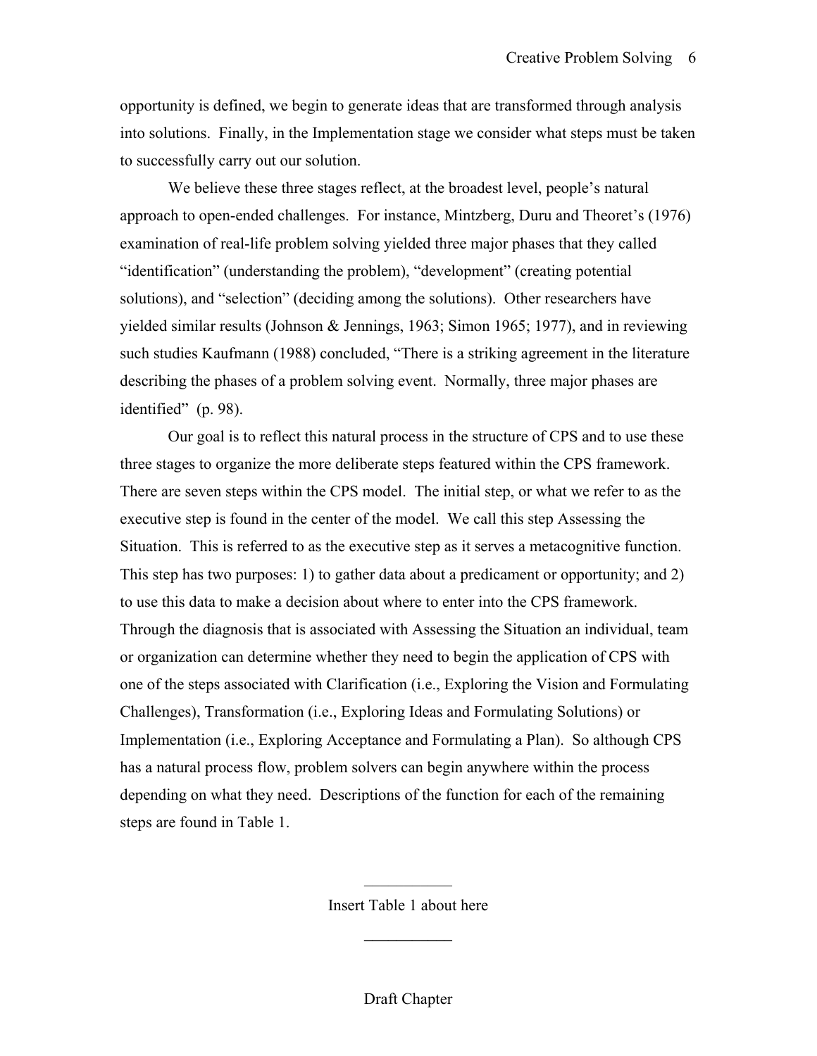opportunity is defined, we begin to generate ideas that are transformed through analysis into solutions. Finally, in the Implementation stage we consider what steps must be taken to successfully carry out our solution.

We believe these three stages reflect, at the broadest level, people's natural approach to open-ended challenges. For instance, Mintzberg, Duru and Theoret's (1976) examination of real-life problem solving yielded three major phases that they called "identification" (understanding the problem), "development" (creating potential solutions), and "selection" (deciding among the solutions). Other researchers have yielded similar results (Johnson & Jennings, 1963; Simon 1965; 1977), and in reviewing such studies Kaufmann (1988) concluded, "There is a striking agreement in the literature describing the phases of a problem solving event. Normally, three major phases are identified" (p. 98).

Our goal is to reflect this natural process in the structure of CPS and to use these three stages to organize the more deliberate steps featured within the CPS framework. There are seven steps within the CPS model. The initial step, or what we refer to as the executive step is found in the center of the model. We call this step Assessing the Situation. This is referred to as the executive step as it serves a metacognitive function. This step has two purposes: 1) to gather data about a predicament or opportunity; and 2) to use this data to make a decision about where to enter into the CPS framework. Through the diagnosis that is associated with Assessing the Situation an individual, team or organization can determine whether they need to begin the application of CPS with one of the steps associated with Clarification (i.e., Exploring the Vision and Formulating Challenges), Transformation (i.e., Exploring Ideas and Formulating Solutions) or Implementation (i.e., Exploring Acceptance and Formulating a Plan). So although CPS has a natural process flow, problem solvers can begin anywhere within the process depending on what they need. Descriptions of the function for each of the remaining steps are found in Table 1.

Insert Table 1 about here

Draft Chapter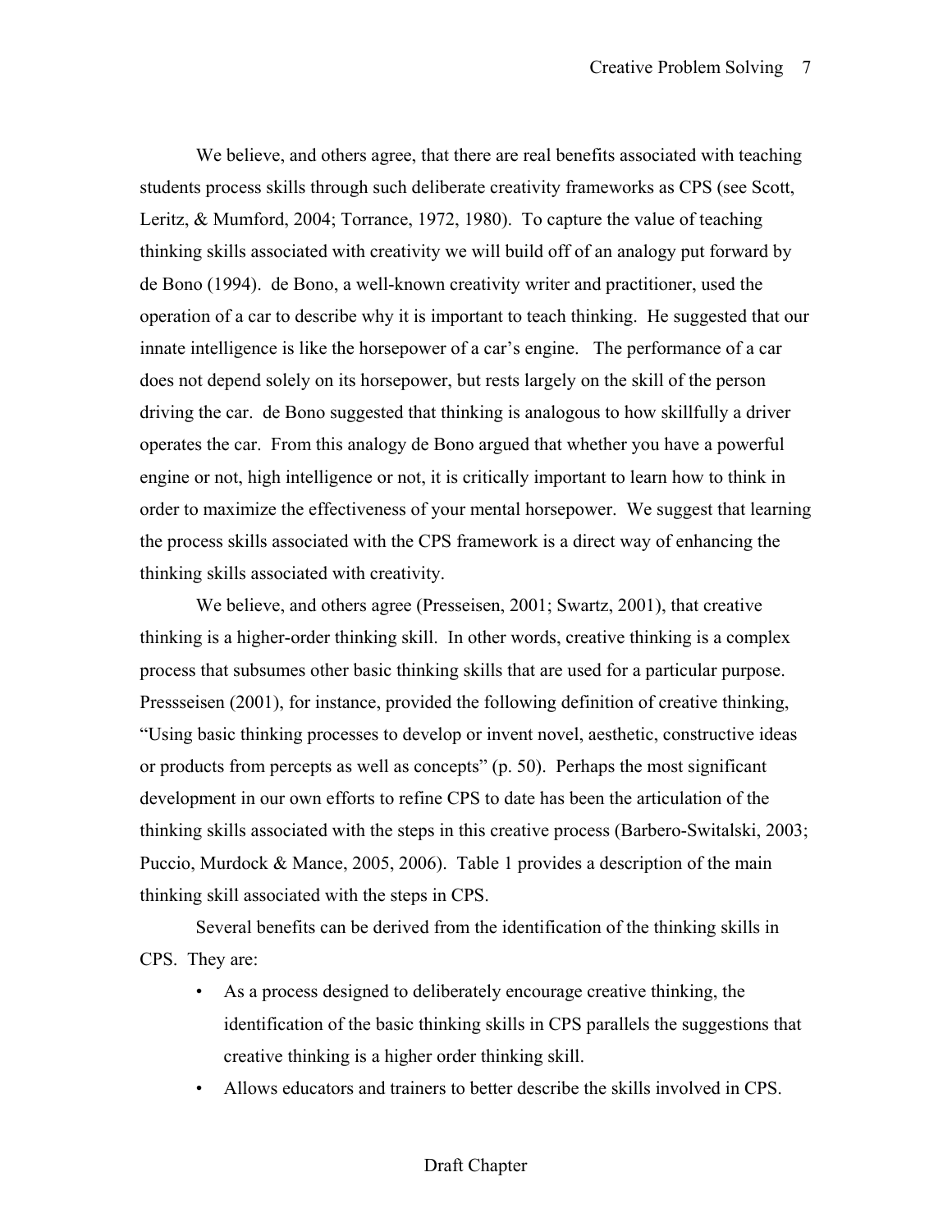We believe, and others agree, that there are real benefits associated with teaching students process skills through such deliberate creativity frameworks as CPS (see Scott, Leritz, & Mumford, 2004; Torrance, 1972, 1980). To capture the value of teaching thinking skills associated with creativity we will build off of an analogy put forward by de Bono (1994). de Bono, a well-known creativity writer and practitioner, used the operation of a car to describe why it is important to teach thinking. He suggested that our innate intelligence is like the horsepower of a car's engine. The performance of a car does not depend solely on its horsepower, but rests largely on the skill of the person driving the car. de Bono suggested that thinking is analogous to how skillfully a driver operates the car. From this analogy de Bono argued that whether you have a powerful engine or not, high intelligence or not, it is critically important to learn how to think in order to maximize the effectiveness of your mental horsepower. We suggest that learning the process skills associated with the CPS framework is a direct way of enhancing the thinking skills associated with creativity.

We believe, and others agree (Presseisen, 2001; Swartz, 2001), that creative thinking is a higher-order thinking skill. In other words, creative thinking is a complex process that subsumes other basic thinking skills that are used for a particular purpose. Pressseisen (2001), for instance, provided the following definition of creative thinking, "Using basic thinking processes to develop or invent novel, aesthetic, constructive ideas or products from percepts as well as concepts" (p. 50). Perhaps the most significant development in our own efforts to refine CPS to date has been the articulation of the thinking skills associated with the steps in this creative process (Barbero-Switalski, 2003; Puccio, Murdock & Mance, 2005, 2006). Table 1 provides a description of the main thinking skill associated with the steps in CPS.

Several benefits can be derived from the identification of the thinking skills in CPS. They are:

- As a process designed to deliberately encourage creative thinking, the identification of the basic thinking skills in CPS parallels the suggestions that creative thinking is a higher order thinking skill.
- Allows educators and trainers to better describe the skills involved in CPS.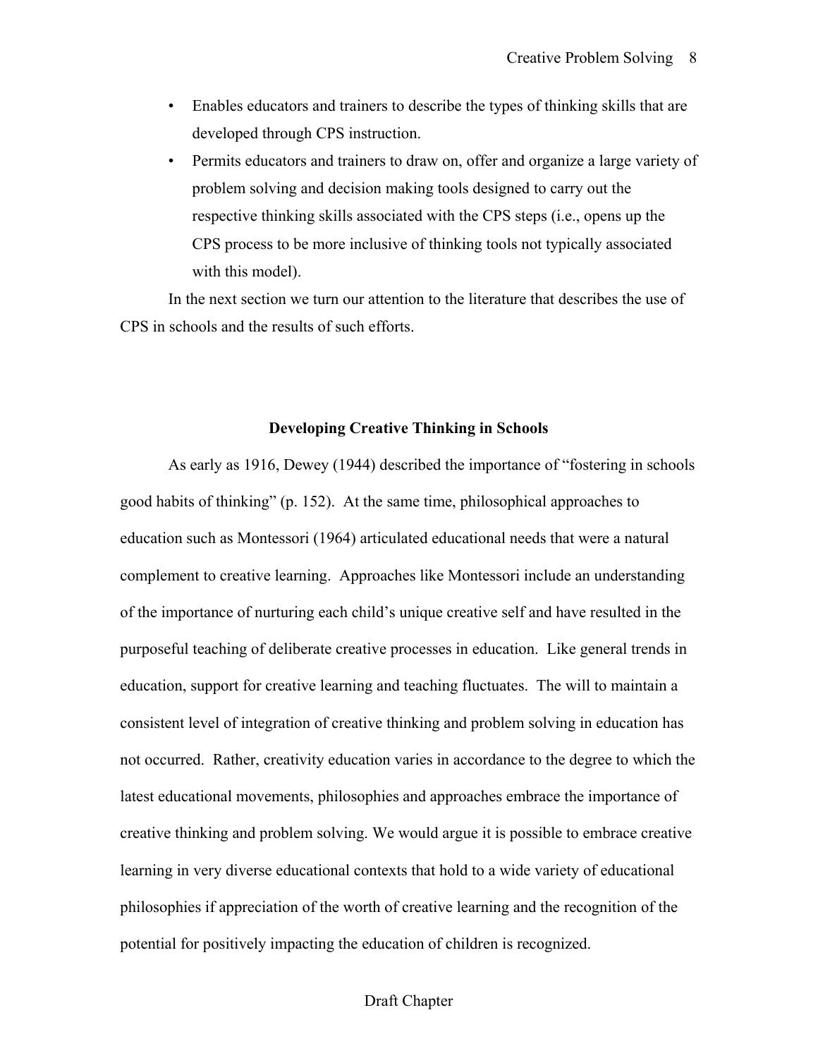- Enables educators and trainers to describe the types of thinking skills that are developed through CPS instruction.
- Permits educators and trainers to draw on, offer and organize a large variety of problem solving and decision making tools designed to carry out the respective thinking skills associated with the CPS steps (i.e., opens up the CPS process to be more inclusive of thinking tools not typically associated with this model).

In the next section we turn our attention to the literature that describes the use of CPS in schools and the results of such efforts.

## Developing Creative Thinking in Schools

As early as 1916, Dewey (1944) described the importance of "fostering in schools good habits of thinking" (p. 152). At the same time, philosophical approaches to education such as Montessori (1964) articulated educational needs that were a natural complement to creative learning. Approaches like Montessori include an understanding of the importance of nurturing each child's unique creative self and have resulted in the purposeful teaching of deliberate creative processes in education. Like general trends in education, support for creative learning and teaching fluctuates. The will to maintain a consistent level of integration of creative thinking and problem solving in education has not occurred. Rather, creativity education varies in accordance to the degree to which the latest educational movements, philosophies and approaches embrace the importance of creative thinking and problem solving. We would argue it is possible to embrace creative learning in very diverse educational contexts that hold to a wide variety of educational philosophies if appreciation of the worth of creative learning and the recognition of the potential for positively impacting the education of children is recognized.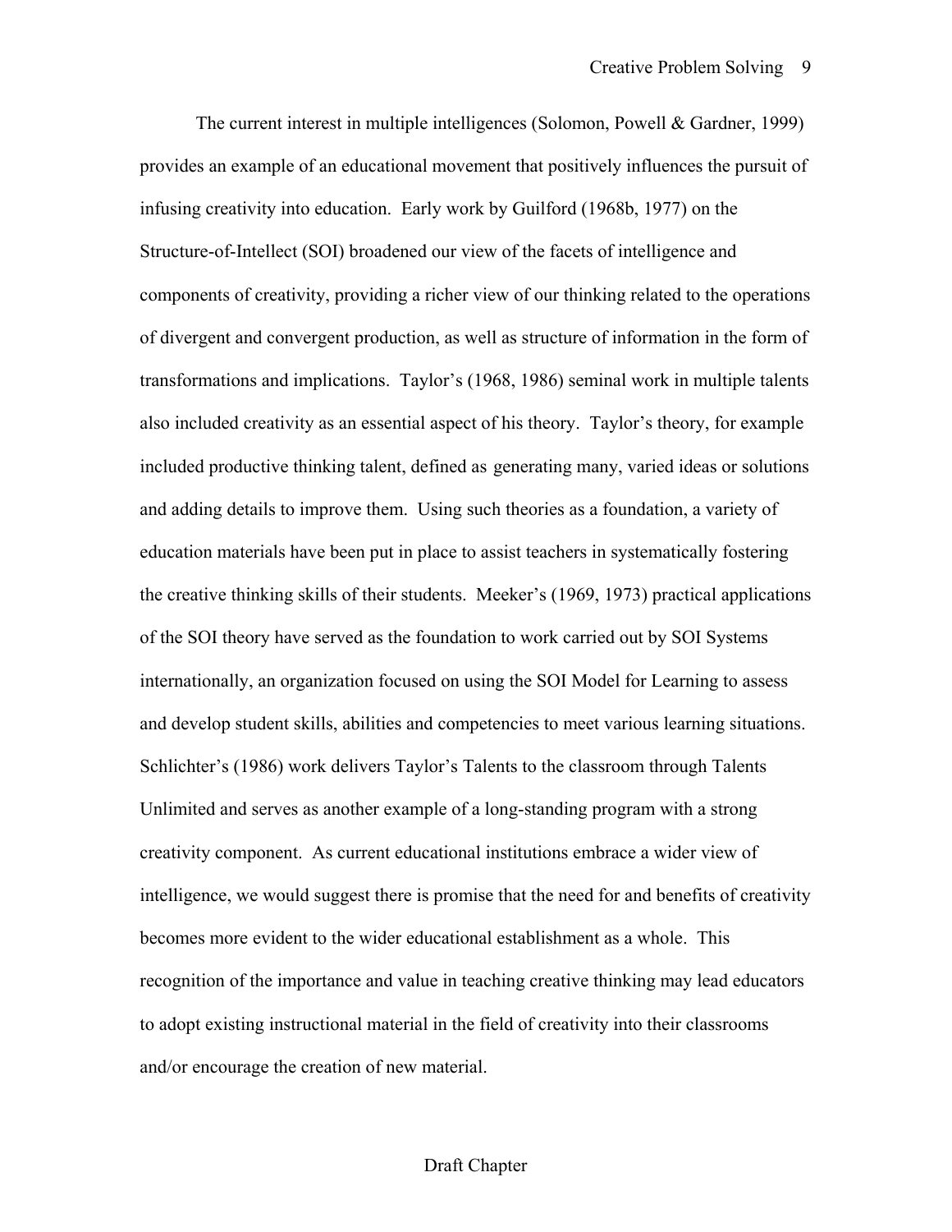The current interest in multiple intelligences (Solomon, Powell & Gardner, 1999) provides an example of an educational movement that positively influences the pursuit of infusing creativity into education. Early work by Guilford (1968b, 1977) on the Structure-of-Intellect (SOI) broadened our view of the facets of intelligence and components of creativity, providing a richer view of our thinking related to the operations of divergent and convergent production, as well as structure of information in the form of transformations and implications. Taylor's (1968, 1986) seminal work in multiple talents also included creativity as an essential aspect of his theory. Taylor's theory, for example included productive thinking talent, defined as generating many, varied ideas or solutions and adding details to improve them. Using such theories as a foundation, a variety of education materials have been put in place to assist teachers in systematically fostering the creative thinking skills of their students. Meeker's (1969, 1973) practical applications of the SOI theory have served as the foundation to work carried out by SOI Systems internationally, an organization focused on using the SOI Model for Learning to assess and develop student skills, abilities and competencies to meet various learning situations. Schlichter's (1986) work delivers Taylor's Talents to the classroom through Talents Unlimited and serves as another example of a long-standing program with a strong creativity component. As current educational institutions embrace a wider view of intelligence, we would suggest there is promise that the need for and benefits of creativity becomes more evident to the wider educational establishment as a whole. This recognition of the importance and value in teaching creative thinking may lead educators to adopt existing instructional material in the field of creativity into their classrooms and/or encourage the creation of new material.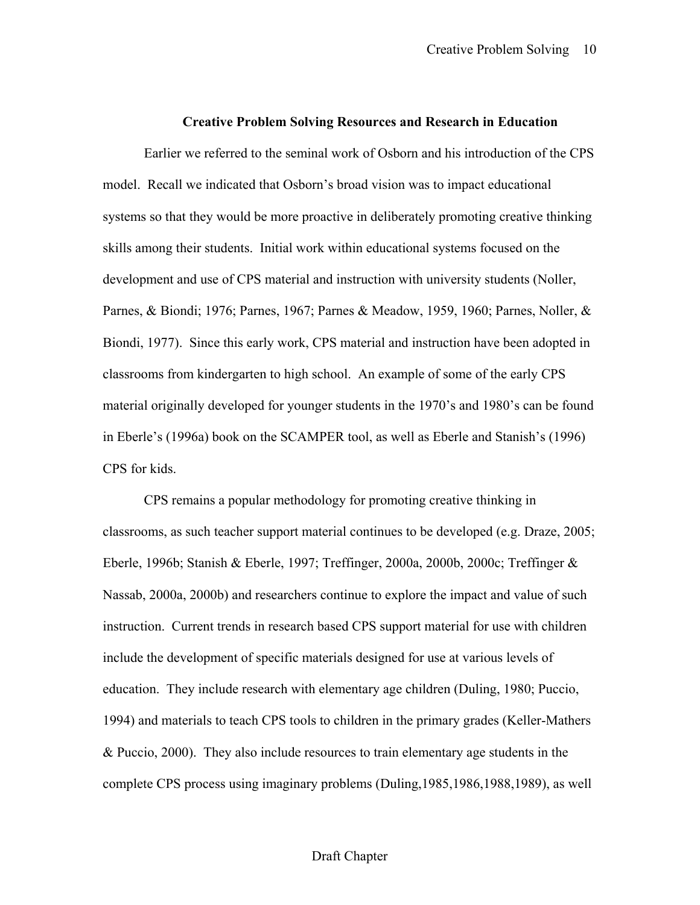## Creative Problem Solving Resources and Research in Education

Earlier we referred to the seminal work of Osborn and his introduction of the CPS model. Recall we indicated that Osborn's broad vision was to impact educational systems so that they would be more proactive in deliberately promoting creative thinking skills among their students. Initial work within educational systems focused on the development and use of CPS material and instruction with university students (Noller, Parnes, & Biondi; 1976; Parnes, 1967; Parnes & Meadow, 1959, 1960; Parnes, Noller, & Biondi, 1977). Since this early work, CPS material and instruction have been adopted in classrooms from kindergarten to high school. An example of some of the early CPS material originally developed for younger students in the 1970's and 1980's can be found in Eberle's (1996a) book on the SCAMPER tool, as well as Eberle and Stanish's (1996) CPS for kids.

CPS remains a popular methodology for promoting creative thinking in classrooms, as such teacher support material continues to be developed (e.g. Draze, 2005; Eberle, 1996b; Stanish & Eberle, 1997; Treffinger, 2000a, 2000b, 2000c; Treffinger & Nassab, 2000a, 2000b) and researchers continue to explore the impact and value of such instruction. Current trends in research based CPS support material for use with children include the development of specific materials designed for use at various levels of education. They include research with elementary age children (Duling, 1980; Puccio, 1994) and materials to teach CPS tools to children in the primary grades (Keller-Mathers & Puccio, 2000). They also include resources to train elementary age students in the complete CPS process using imaginary problems (Duling,1985,1986,1988,1989), as well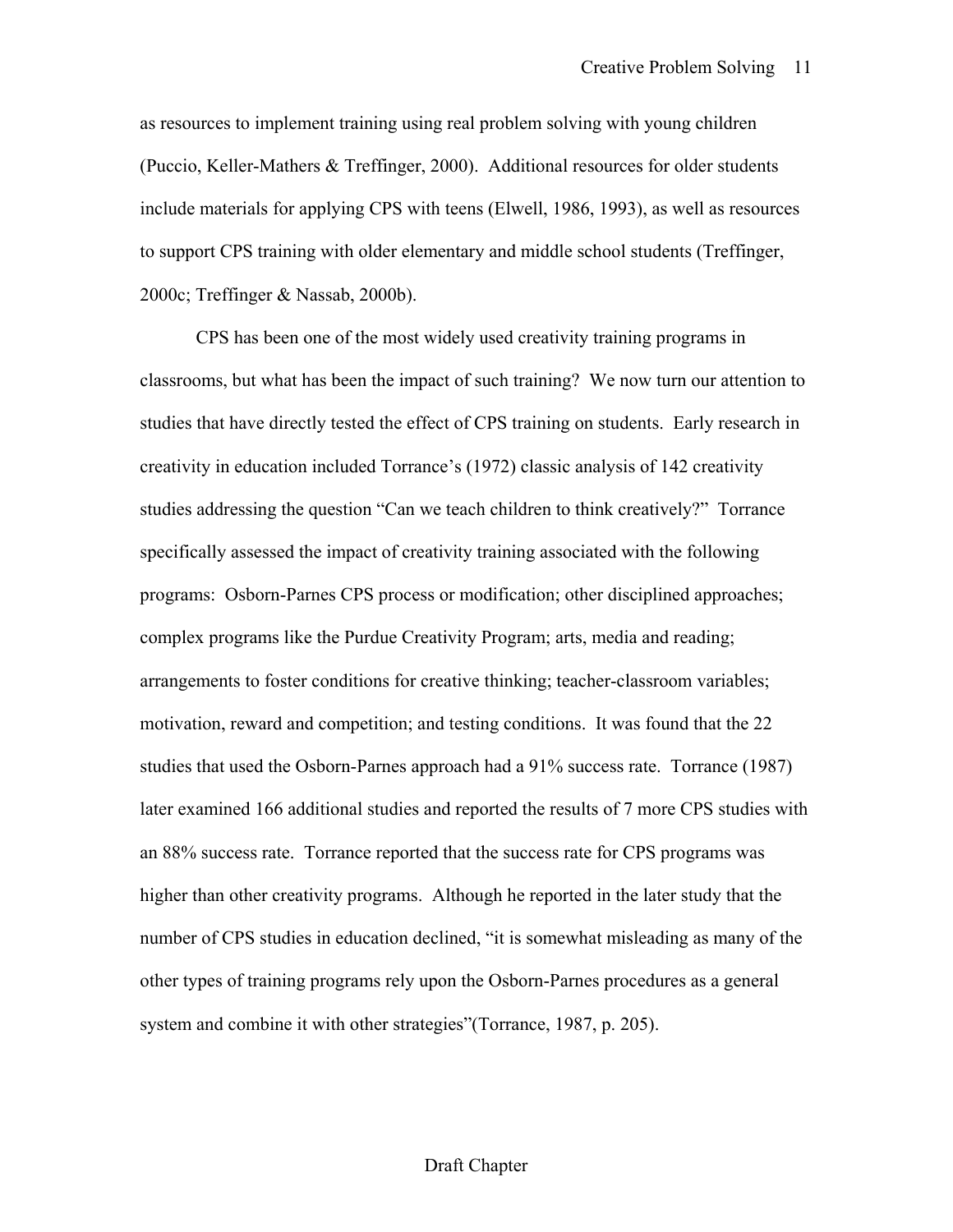as resources to implement training using real problem solving with young children (Puccio, Keller-Mathers & Treffinger, 2000). Additional resources for older students include materials for applying CPS with teens (Elwell, 1986, 1993), as well as resources to support CPS training with older elementary and middle school students (Treffinger, 2000c; Treffinger & Nassab, 2000b).

CPS has been one of the most widely used creativity training programs in classrooms, but what has been the impact of such training? We now turn our attention to studies that have directly tested the effect of CPS training on students. Early research in creativity in education included Torrance's (1972) classic analysis of 142 creativity studies addressing the question "Can we teach children to think creatively?" Torrance specifically assessed the impact of creativity training associated with the following programs: Osborn-Parnes CPS process or modification; other disciplined approaches; complex programs like the Purdue Creativity Program; arts, media and reading; arrangements to foster conditions for creative thinking; teacher-classroom variables; motivation, reward and competition; and testing conditions. It was found that the 22 studies that used the Osborn-Parnes approach had a 91% success rate. Torrance (1987) later examined 166 additional studies and reported the results of 7 more CPS studies with an 88% success rate. Torrance reported that the success rate for CPS programs was higher than other creativity programs. Although he reported in the later study that the number of CPS studies in education declined, "it is somewhat misleading as many of the other types of training programs rely upon the Osborn-Parnes procedures as a general system and combine it with other strategies"(Torrance, 1987, p. 205).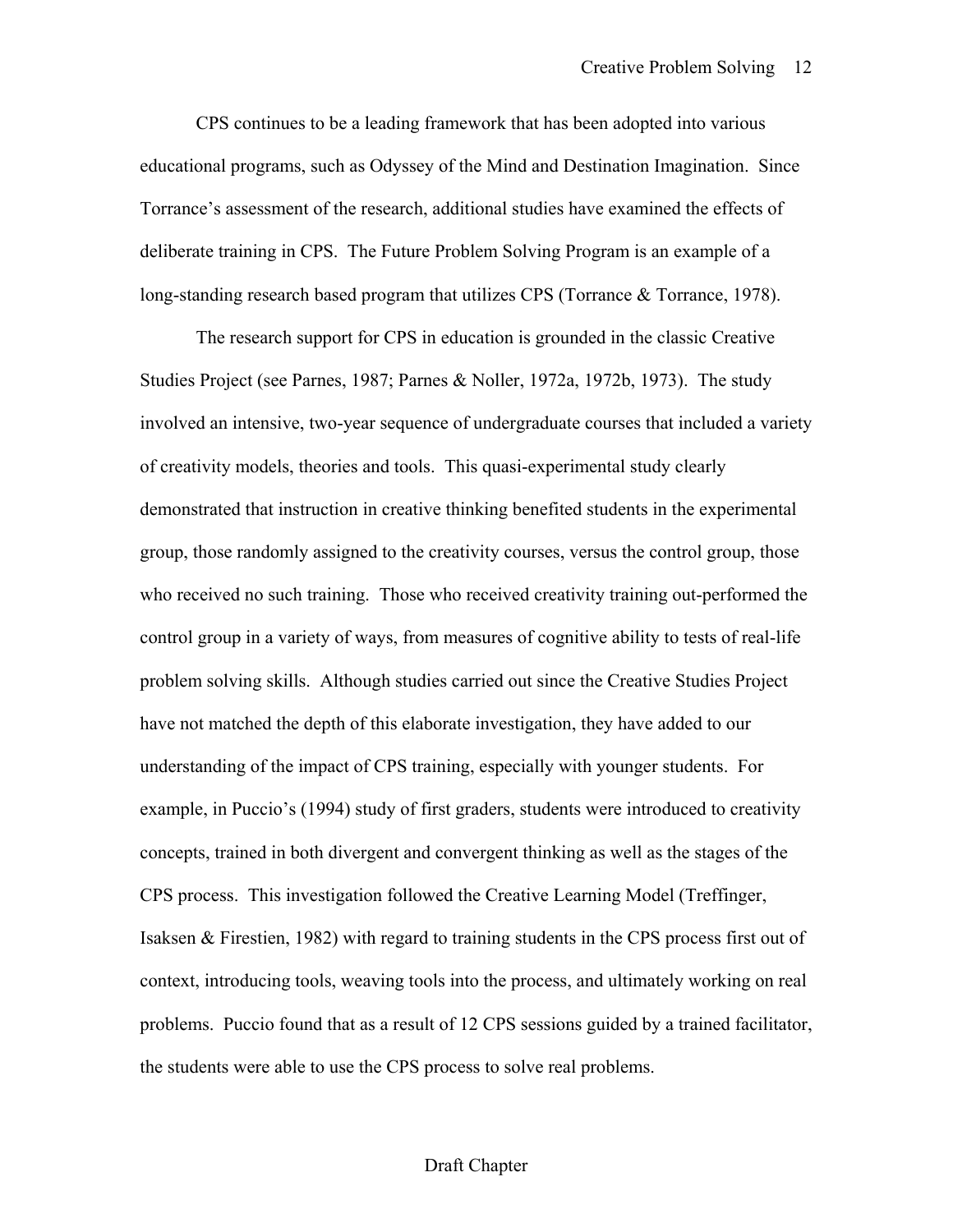CPS continues to be a leading framework that has been adopted into various educational programs, such as Odyssey of the Mind and Destination Imagination. Since Torrance's assessment of the research, additional studies have examined the effects of deliberate training in CPS. The Future Problem Solving Program is an example of a long-standing research based program that utilizes CPS (Torrance & Torrance, 1978).

The research support for CPS in education is grounded in the classic Creative Studies Project (see Parnes, 1987; Parnes & Noller, 1972a, 1972b, 1973). The study involved an intensive, two-year sequence of undergraduate courses that included a variety of creativity models, theories and tools. This quasi-experimental study clearly demonstrated that instruction in creative thinking benefited students in the experimental group, those randomly assigned to the creativity courses, versus the control group, those who received no such training. Those who received creativity training out-performed the control group in a variety of ways, from measures of cognitive ability to tests of real-life problem solving skills. Although studies carried out since the Creative Studies Project have not matched the depth of this elaborate investigation, they have added to our understanding of the impact of CPS training, especially with younger students. For example, in Puccio's (1994) study of first graders, students were introduced to creativity concepts, trained in both divergent and convergent thinking as well as the stages of the CPS process. This investigation followed the Creative Learning Model (Treffinger, Isaksen & Firestien, 1982) with regard to training students in the CPS process first out of context, introducing tools, weaving tools into the process, and ultimately working on real problems. Puccio found that as a result of 12 CPS sessions guided by a trained facilitator, the students were able to use the CPS process to solve real problems.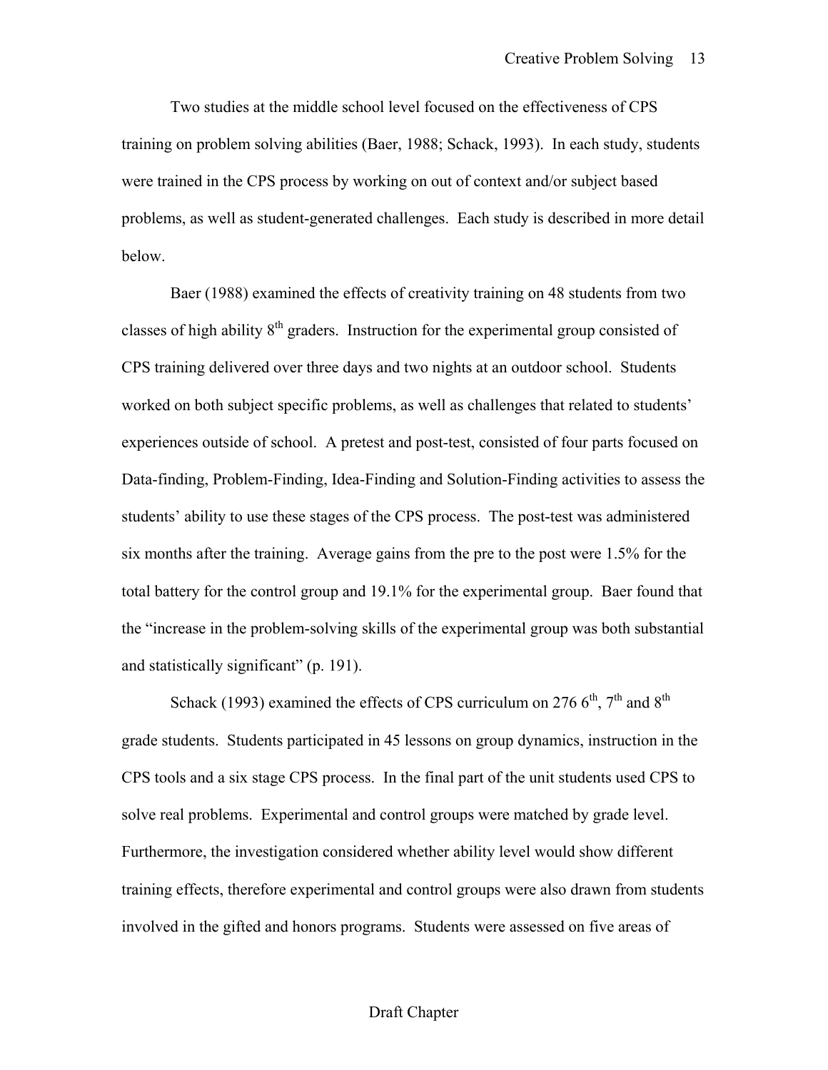Two studies at the middle school level focused on the effectiveness of CPS training on problem solving abilities (Baer, 1988; Schack, 1993). In each study, students were trained in the CPS process by working on out of context and/or subject based problems, as well as student-generated challenges. Each study is described in more detail below.

Baer (1988) examined the effects of creativity training on 48 students from two classes of high ability 8th graders. Instruction for the experimental group consisted of CPS training delivered over three days and two nights at an outdoor school. Students worked on both subject specific problems, as well as challenges that related to students' experiences outside of school. A pretest and post-test, consisted of four parts focused on Data-finding, Problem-Finding, Idea-Finding and Solution-Finding activities to assess the students' ability to use these stages of the CPS process. The post-test was administered six months after the training. Average gains from the pre to the post were 1.5% for the total battery for the control group and 19.1% for the experimental group. Baer found that the "increase in the problem-solving skills of the experimental group was both substantial and statistically significant" (p. 191).

Schack (1993) examined the effects of CPS curriculum on 276 6th, 7th and 8th grade students. Students participated in 45 lessons on group dynamics, instruction in the CPS tools and a six stage CPS process. In the final part of the unit students used CPS to solve real problems. Experimental and control groups were matched by grade level. Furthermore, the investigation considered whether ability level would show different training effects, therefore experimental and control groups were also drawn from students involved in the gifted and honors programs. Students were assessed on five areas of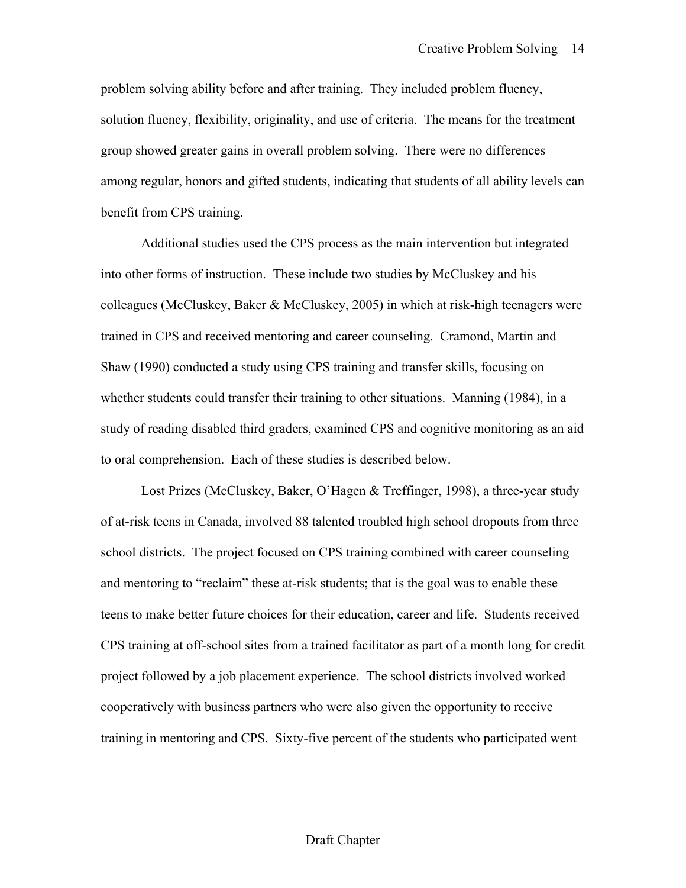problem solving ability before and after training. They included problem fluency, solution fluency, flexibility, originality, and use of criteria. The means for the treatment group showed greater gains in overall problem solving. There were no differences among regular, honors and gifted students, indicating that students of all ability levels can benefit from CPS training.

Additional studies used the CPS process as the main intervention but integrated into other forms of instruction. These include two studies by McCluskey and his colleagues (McCluskey, Baker & McCluskey, 2005) in which at risk-high teenagers were trained in CPS and received mentoring and career counseling. Cramond, Martin and Shaw (1990) conducted a study using CPS training and transfer skills, focusing on whether students could transfer their training to other situations. Manning (1984), in a study of reading disabled third graders, examined CPS and cognitive monitoring as an aid to oral comprehension. Each of these studies is described below.

Lost Prizes (McCluskey, Baker, O'Hagen & Treffinger, 1998), a three-year study of at-risk teens in Canada, involved 88 talented troubled high school dropouts from three school districts. The project focused on CPS training combined with career counseling and mentoring to "reclaim" these at-risk students; that is the goal was to enable these teens to make better future choices for their education, career and life. Students received CPS training at off-school sites from a trained facilitator as part of a month long for credit project followed by a job placement experience. The school districts involved worked cooperatively with business partners who were also given the opportunity to receive training in mentoring and CPS. Sixty-five percent of the students who participated went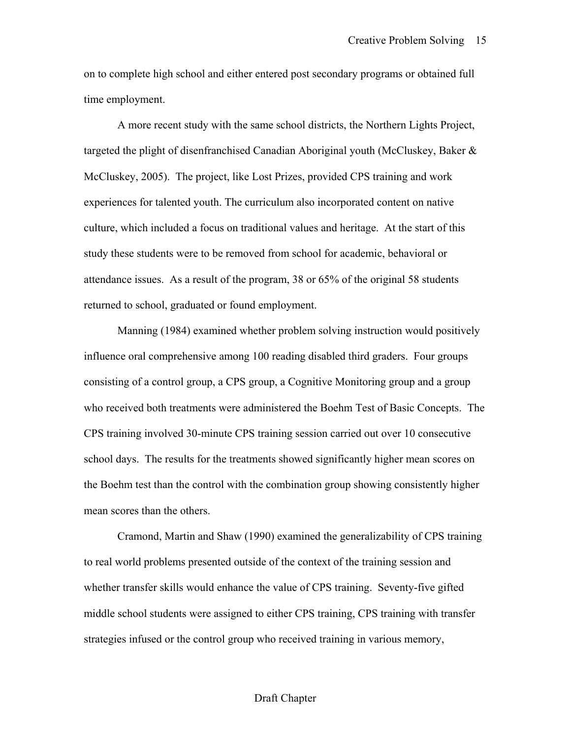on to complete high school and either entered post secondary programs or obtained full time employment.

A more recent study with the same school districts, the Northern Lights Project, targeted the plight of disenfranchised Canadian Aboriginal youth (McCluskey, Baker & McCluskey, 2005). The project, like Lost Prizes, provided CPS training and work experiences for talented youth. The curriculum also incorporated content on native culture, which included a focus on traditional values and heritage. At the start of this study these students were to be removed from school for academic, behavioral or attendance issues. As a result of the program, 38 or 65% of the original 58 students returned to school, graduated or found employment.

Manning (1984) examined whether problem solving instruction would positively influence oral comprehensive among 100 reading disabled third graders. Four groups consisting of a control group, a CPS group, a Cognitive Monitoring group and a group who received both treatments were administered the Boehm Test of Basic Concepts. The CPS training involved 30-minute CPS training session carried out over 10 consecutive school days. The results for the treatments showed significantly higher mean scores on the Boehm test than the control with the combination group showing consistently higher mean scores than the others.

Cramond, Martin and Shaw (1990) examined the generalizability of CPS training to real world problems presented outside of the context of the training session and whether transfer skills would enhance the value of CPS training. Seventy-five gifted middle school students were assigned to either CPS training, CPS training with transfer strategies infused or the control group who received training in various memory,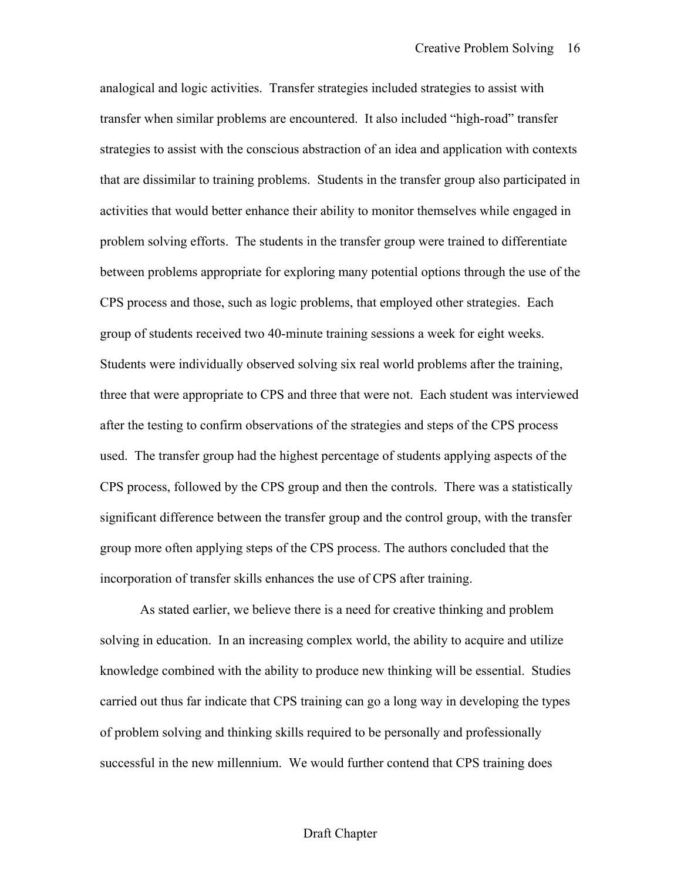analogical and logic activities. Transfer strategies included strategies to assist with transfer when similar problems are encountered. It also included "high-road" transfer strategies to assist with the conscious abstraction of an idea and application with contexts that are dissimilar to training problems. Students in the transfer group also participated in activities that would better enhance their ability to monitor themselves while engaged in problem solving efforts. The students in the transfer group were trained to differentiate between problems appropriate for exploring many potential options through the use of the CPS process and those, such as logic problems, that employed other strategies. Each group of students received two 40-minute training sessions a week for eight weeks. Students were individually observed solving six real world problems after the training, three that were appropriate to CPS and three that were not. Each student was interviewed after the testing to confirm observations of the strategies and steps of the CPS process used. The transfer group had the highest percentage of students applying aspects of the CPS process, followed by the CPS group and then the controls. There was a statistically significant difference between the transfer group and the control group, with the transfer group more often applying steps of the CPS process. The authors concluded that the incorporation of transfer skills enhances the use of CPS after training.

As stated earlier, we believe there is a need for creative thinking and problem solving in education. In an increasing complex world, the ability to acquire and utilize knowledge combined with the ability to produce new thinking will be essential. Studies carried out thus far indicate that CPS training can go a long way in developing the types of problem solving and thinking skills required to be personally and professionally successful in the new millennium. We would further contend that CPS training does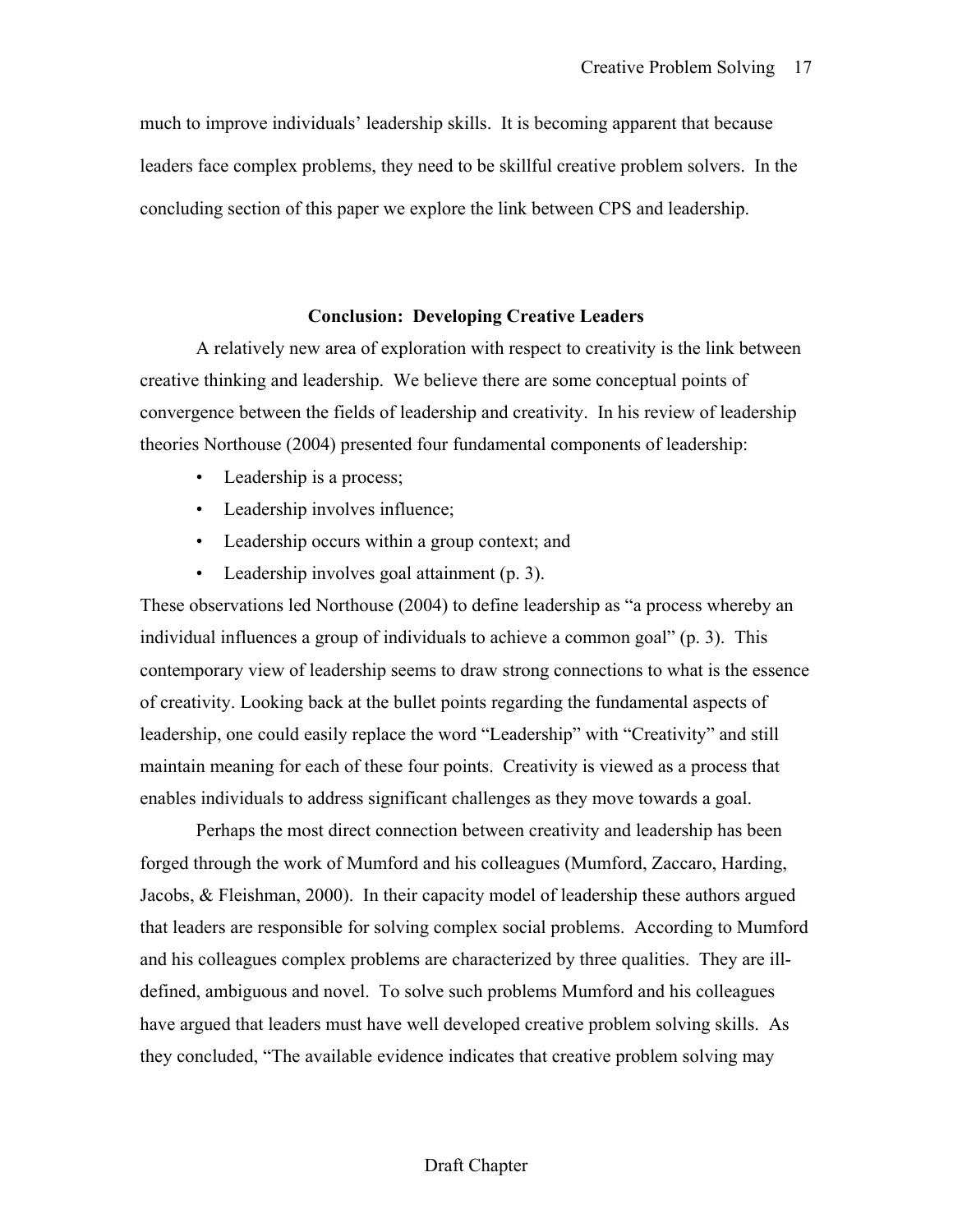much to improve individuals' leadership skills. It is becoming apparent that because leaders face complex problems, they need to be skillful creative problem solvers. In the concluding section of this paper we explore the link between CPS and leadership.

## Conclusion: Developing Creative Leaders

A relatively new area of exploration with respect to creativity is the link between creative thinking and leadership. We believe there are some conceptual points of convergence between the fields of leadership and creativity. In his review of leadership theories Northouse (2004) presented four fundamental components of leadership:

- Leadership is a process;
- Leadership involves influence;
- Leadership occurs within a group context; and
- Leadership involves goal attainment (p. 3).

These observations led Northouse (2004) to define leadership as "a process whereby an individual influences a group of individuals to achieve a common goal" (p. 3). This contemporary view of leadership seems to draw strong connections to what is the essence of creativity. Looking back at the bullet points regarding the fundamental aspects of leadership, one could easily replace the word "Leadership" with "Creativity" and still maintain meaning for each of these four points. Creativity is viewed as a process that enables individuals to address significant challenges as they move towards a goal.

Perhaps the most direct connection between creativity and leadership has been forged through the work of Mumford and his colleagues (Mumford, Zaccaro, Harding, Jacobs, & Fleishman, 2000). In their capacity model of leadership these authors argued that leaders are responsible for solving complex social problems. According to Mumford and his colleagues complex problems are characterized by three qualities. They are ill-defined, ambiguous and novel. To solve such problems Mumford and his colleagues have argued that leaders must have well developed creative problem solving skills. As they concluded, "The available evidence indicates that creative problem solving may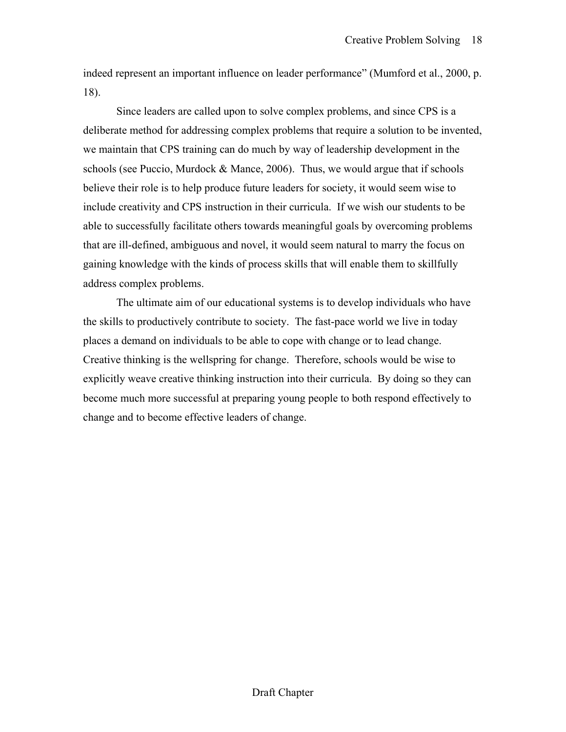indeed represent an important influence on leader performance" (Mumford et al., 2000, p. 18).

Since leaders are called upon to solve complex problems, and since CPS is a deliberate method for addressing complex problems that require a solution to be invented, we maintain that CPS training can do much by way of leadership development in the schools (see Puccio, Murdock & Mance, 2006). Thus, we would argue that if schools believe their role is to help produce future leaders for society, it would seem wise to include creativity and CPS instruction in their curricula. If we wish our students to be able to successfully facilitate others towards meaningful goals by overcoming problems that are ill-defined, ambiguous and novel, it would seem natural to marry the focus on gaining knowledge with the kinds of process skills that will enable them to skillfully address complex problems.

The ultimate aim of our educational systems is to develop individuals who have the skills to productively contribute to society. The fast-pace world we live in today places a demand on individuals to be able to cope with change or to lead change. Creative thinking is the wellspring for change. Therefore, schools would be wise to explicitly weave creative thinking instruction into their curricula. By doing so they can become much more successful at preparing young people to both respond effectively to change and to become effective leaders of change.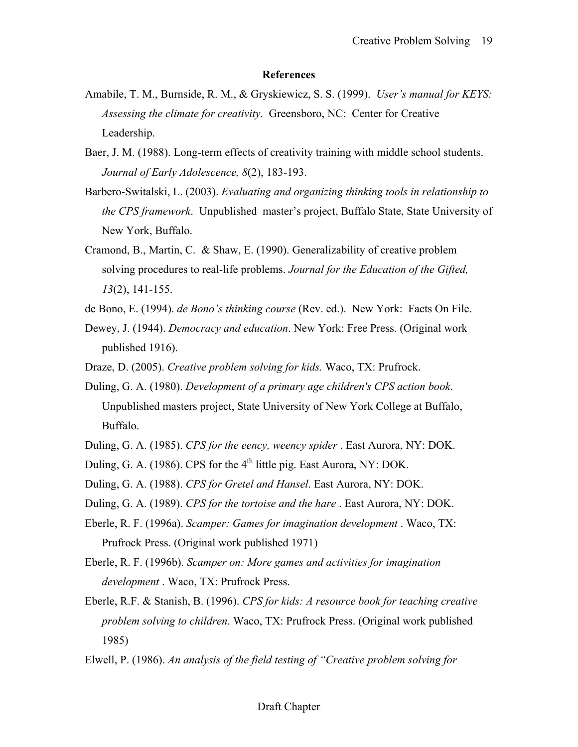## References

Amabile, T. M., Burnside, R. M., & Gryskiewicz, S. S. (1999). *User's manual for KEYS: Assessing the climate for creativity.* Greensboro, NC: Center for Creative Leadership.

Baer, J. M. (1988). Long-term effects of creativity training with middle school students. *Journal of Early Adolescence, 8*(2), 183-193.

Barbero-Switalski, L. (2003). *Evaluating and organizing thinking tools in relationship to the CPS framework*. Unpublished master's project, Buffalo State, State University of New York, Buffalo.

Cramond, B., Martin, C. & Shaw, E. (1990). Generalizability of creative problem solving procedures to real-life problems. *Journal for the Education of the Gifted, 13*(2), 141-155.

de Bono, E. (1994). *de Bono's thinking course* (Rev. ed.). New York: Facts On File.

Dewey, J. (1944). *Democracy and education*. New York: Free Press. (Original work published 1916).

Draze, D. (2005). *Creative problem solving for kids.* Waco, TX: Prufrock.

Duling, G. A. (1980). *Development of a primary age children's CPS action book*. Unpublished masters project, State University of New York College at Buffalo, Buffalo.

Duling, G. A. (1985). *CPS for the eency, weency spider* . East Aurora, NY: DOK.

Duling, G. A. (1986). CPS for the 4th little pig. East Aurora, NY: DOK.

Duling, G. A. (1988). *CPS for Gretel and Hansel*. East Aurora, NY: DOK.

Duling, G. A. (1989). *CPS for the tortoise and the hare* . East Aurora, NY: DOK.

Eberle, R. F. (1996a). *Scamper: Games for imagination development* . Waco, TX: Prufrock Press. (Original work published 1971)

Eberle, R. F. (1996b). *Scamper on: More games and activities for imagination development* . Waco, TX: Prufrock Press.

Eberle, R.F. & Stanish, B. (1996). *CPS for kids: A resource book for teaching creative problem solving to children*. Waco, TX: Prufrock Press. (Original work published 1985)

Elwell, P. (1986). *An analysis of the field testing of "Creative problem solving for*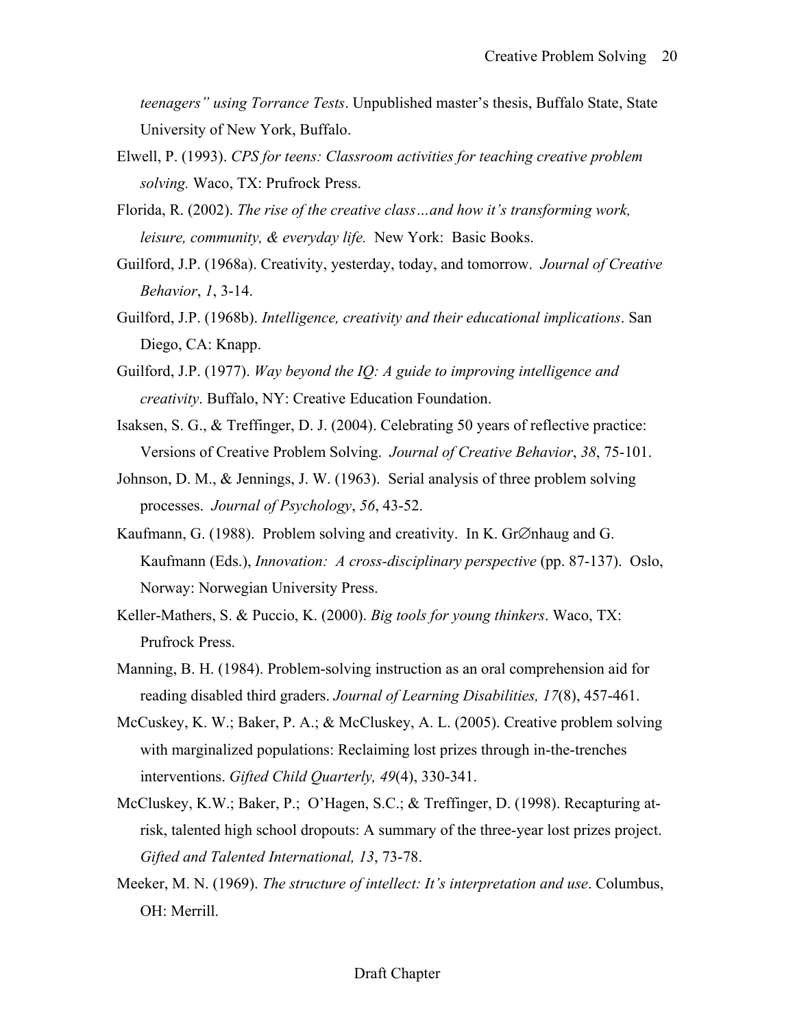*teenagers" using Torrance Tests*. Unpublished master's thesis, Buffalo State, State University of New York, Buffalo.

Elwell, P. (1993). *CPS for teens: Classroom activities for teaching creative problem solving.* Waco, TX: Prufrock Press.

Florida, R. (2002). *The rise of the creative class…and how it's transforming work, leisure, community, & everyday life.* New York: Basic Books.

Guilford, J.P. (1968a). Creativity, yesterday, today, and tomorrow. *Journal of Creative Behavior*, *1*, 3-14.

Guilford, J.P. (1968b). *Intelligence, creativity and their educational implications*. San Diego, CA: Knapp.

Guilford, J.P. (1977). *Way beyond the IQ: A guide to improving intelligence and creativity*. Buffalo, NY: Creative Education Foundation.

Isaksen, S. G., & Treffinger, D. J. (2004). Celebrating 50 years of reflective practice: Versions of Creative Problem Solving. *Journal of Creative Behavior*, *38*, 75-101.

Johnson, D. M., & Jennings, J. W. (1963). Serial analysis of three problem solving processes. *Journal of Psychology*, *56*, 43-52.

Kaufmann, G. (1988). Problem solving and creativity. In K. Gr∅nhaug and G. Kaufmann (Eds.), *Innovation: A cross-disciplinary perspective* (pp. 87-137). Oslo, Norway: Norwegian University Press.

Keller-Mathers, S. & Puccio, K. (2000). *Big tools for young thinkers*. Waco, TX: Prufrock Press.

Manning, B. H. (1984). Problem-solving instruction as an oral comprehension aid for reading disabled third graders. *Journal of Learning Disabilities, 17*(8), 457-461.

McCuskey, K. W.; Baker, P. A.; & McCluskey, A. L. (2005). Creative problem solving with marginalized populations: Reclaiming lost prizes through in-the-trenches interventions. *Gifted Child Quarterly, 49*(4), 330-341.

McCluskey, K.W.; Baker, P.; O'Hagen, S.C.; & Treffinger, D. (1998). Recapturing at-risk, talented high school dropouts: A summary of the three-year lost prizes project. *Gifted and Talented International, 13*, 73-78.

Meeker, M. N. (1969). *The structure of intellect: It's interpretation and use*. Columbus, OH: Merrill.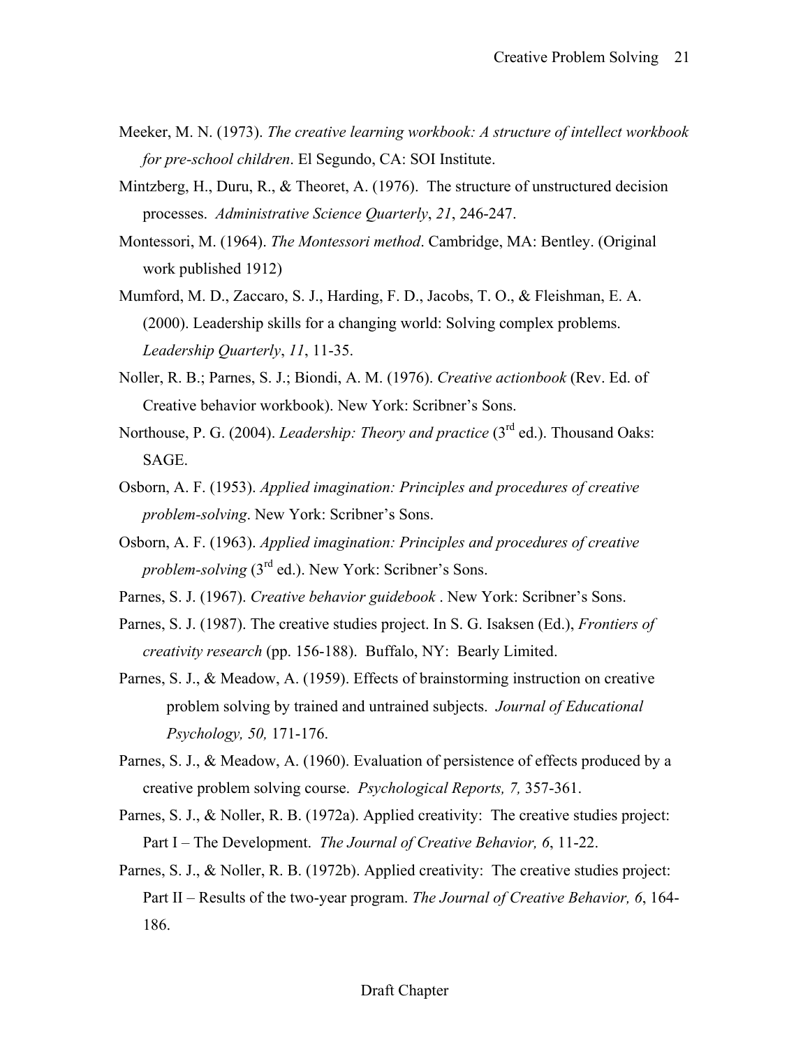Meeker, M. N. (1973). *The creative learning workbook: A structure of intellect workbook for pre-school children*. El Segundo, CA: SOI Institute.

Mintzberg, H., Duru, R., & Theoret, A. (1976). The structure of unstructured decision processes. *Administrative Science Quarterly*, *21*, 246-247.

Montessori, M. (1964). *The Montessori method*. Cambridge, MA: Bentley. (Original work published 1912)

Mumford, M. D., Zaccaro, S. J., Harding, F. D., Jacobs, T. O., & Fleishman, E. A. (2000). Leadership skills for a changing world: Solving complex problems. *Leadership Quarterly*, *11*, 11-35.

Noller, R. B.; Parnes, S. J.; Biondi, A. M. (1976). *Creative actionbook* (Rev. Ed. of Creative behavior workbook). New York: Scribner's Sons.

Northouse, P. G. (2004). *Leadership: Theory and practice* (3rd ed.). Thousand Oaks: SAGE.

Osborn, A. F. (1953). *Applied imagination: Principles and procedures of creative problem-solving*. New York: Scribner's Sons.

Osborn, A. F. (1963). *Applied imagination: Principles and procedures of creative problem-solving* (3rd ed.). New York: Scribner's Sons.

Parnes, S. J. (1967). *Creative behavior guidebook* . New York: Scribner's Sons.

Parnes, S. J. (1987). The creative studies project. In S. G. Isaksen (Ed.), *Frontiers of creativity research* (pp. 156-188). Buffalo, NY: Bearly Limited.

Parnes, S. J., & Meadow, A. (1959). Effects of brainstorming instruction on creative problem solving by trained and untrained subjects. *Journal of Educational Psychology, 50,* 171-176.

Parnes, S. J., & Meadow, A. (1960). Evaluation of persistence of effects produced by a creative problem solving course. *Psychological Reports, 7,* 357-361.

Parnes, S. J., & Noller, R. B. (1972a). Applied creativity: The creative studies project: Part I – The Development. *The Journal of Creative Behavior, 6*, 11-22.

Parnes, S. J., & Noller, R. B. (1972b). Applied creativity: The creative studies project: Part II – Results of the two-year program. *The Journal of Creative Behavior, 6*, 164-186.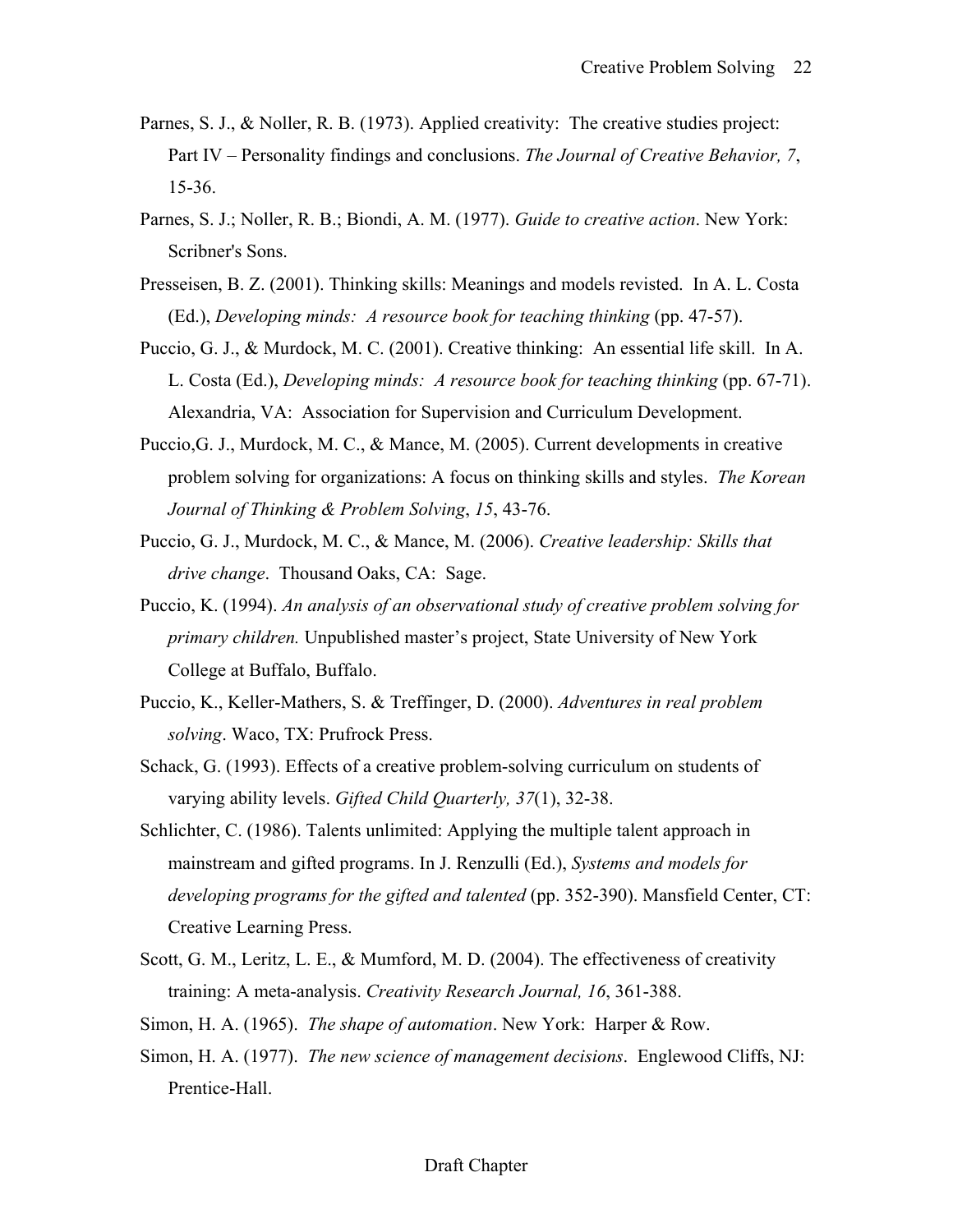Parnes, S. J., & Noller, R. B. (1973). Applied creativity: The creative studies project: Part IV – Personality findings and conclusions. *The Journal of Creative Behavior, 7*, 15-36.

Parnes, S. J.; Noller, R. B.; Biondi, A. M. (1977). *Guide to creative action*. New York: Scribner's Sons.

Presseisen, B. Z. (2001). Thinking skills: Meanings and models revisted. In A. L. Costa (Ed.), *Developing minds: A resource book for teaching thinking* (pp. 47-57).

Puccio, G. J., & Murdock, M. C. (2001). Creative thinking: An essential life skill. In A. L. Costa (Ed.), *Developing minds: A resource book for teaching thinking* (pp. 67-71). Alexandria, VA: Association for Supervision and Curriculum Development.

Puccio,G. J., Murdock, M. C., & Mance, M. (2005). Current developments in creative problem solving for organizations: A focus on thinking skills and styles. *The Korean Journal of Thinking & Problem Solving*, *15*, 43-76.

Puccio, G. J., Murdock, M. C., & Mance, M. (2006). *Creative leadership: Skills that drive change*. Thousand Oaks, CA: Sage.

Puccio, K. (1994). *An analysis of an observational study of creative problem solving for primary children.* Unpublished master's project, State University of New York College at Buffalo, Buffalo.

Puccio, K., Keller-Mathers, S. & Treffinger, D. (2000). *Adventures in real problem solving*. Waco, TX: Prufrock Press.

Schack, G. (1993). Effects of a creative problem-solving curriculum on students of varying ability levels. *Gifted Child Quarterly, 37*(1), 32-38.

Schlichter, C. (1986). Talents unlimited: Applying the multiple talent approach in mainstream and gifted programs. In J. Renzulli (Ed.), *Systems and models for developing programs for the gifted and talented* (pp. 352-390). Mansfield Center, CT: Creative Learning Press.

Scott, G. M., Leritz, L. E., & Mumford, M. D. (2004). The effectiveness of creativity training: A meta-analysis. *Creativity Research Journal, 16*, 361-388.

Simon, H. A. (1965). *The shape of automation*. New York: Harper & Row.

Simon, H. A. (1977). *The new science of management decisions*. Englewood Cliffs, NJ: Prentice-Hall.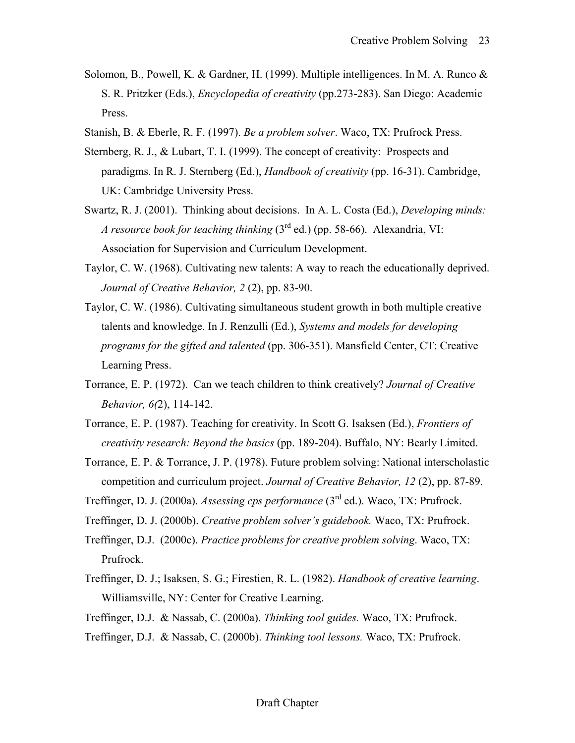Solomon, B., Powell, K. & Gardner, H. (1999). Multiple intelligences. In M. A. Runco & S. R. Pritzker (Eds.), *Encyclopedia of creativity* (pp.273-283). San Diego: Academic Press.

Stanish, B. & Eberle, R. F. (1997). *Be a problem solver*. Waco, TX: Prufrock Press.

Sternberg, R. J., & Lubart, T. I. (1999). The concept of creativity: Prospects and paradigms. In R. J. Sternberg (Ed.), *Handbook of creativity* (pp. 16-31). Cambridge, UK: Cambridge University Press.

Swartz, R. J. (2001). Thinking about decisions. In A. L. Costa (Ed.), *Developing minds: A resource book for teaching thinking* (3rd ed.) (pp. 58-66). Alexandria, VI: Association for Supervision and Curriculum Development.

Taylor, C. W. (1968). Cultivating new talents: A way to reach the educationally deprived. *Journal of Creative Behavior, 2* (2), pp. 83-90.

Taylor, C. W. (1986). Cultivating simultaneous student growth in both multiple creative talents and knowledge. In J. Renzulli (Ed.), *Systems and models for developing programs for the gifted and talented* (pp. 306-351). Mansfield Center, CT: Creative Learning Press.

Torrance, E. P. (1972). Can we teach children to think creatively? *Journal of Creative Behavior, 6(*2), 114-142.

Torrance, E. P. (1987). Teaching for creativity. In Scott G. Isaksen (Ed.), *Frontiers of creativity research: Beyond the basics* (pp. 189-204). Buffalo, NY: Bearly Limited.

Torrance, E. P. & Torrance, J. P. (1978). Future problem solving: National interscholastic competition and curriculum project. *Journal of Creative Behavior, 12* (2), pp. 87-89.

Treffinger, D. J. (2000a). *Assessing cps performance* (3rd ed.). Waco, TX: Prufrock.

Treffinger, D. J. (2000b). *Creative problem solver's guidebook.* Waco, TX: Prufrock.

Treffinger, D.J. (2000c). *Practice problems for creative problem solving*. Waco, TX: Prufrock.

Treffinger, D. J.; Isaksen, S. G.; Firestien, R. L. (1982). *Handbook of creative learning*. Williamsville, NY: Center for Creative Learning.

Treffinger, D.J. & Nassab, C. (2000a). *Thinking tool guides.* Waco, TX: Prufrock.

Treffinger, D.J. & Nassab, C. (2000b). *Thinking tool lessons.* Waco, TX: Prufrock.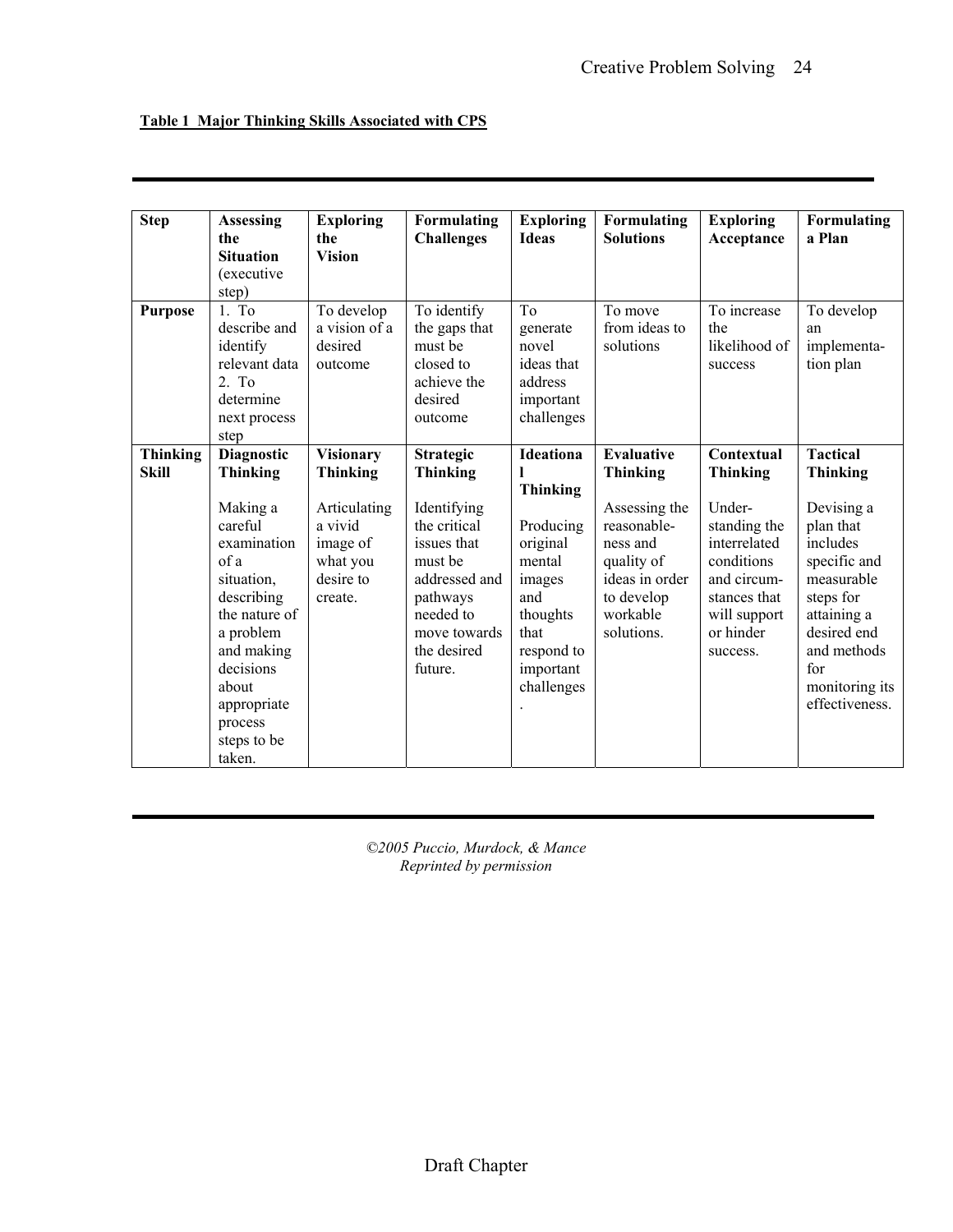**Table 1 Major Thinking Skills Associated with CPS**

| Step | Assessing the Situation (executive step) | Exploring the Vision | Formulating Challenges | Exploring Ideas | Formulating Solutions | Exploring Acceptance | Formulating a Plan |
|---|---|---|---|---|---|---|---|
| **Purpose** | 1. To describe and identify relevant data 2. To determine next process step | To develop a vision of a desired outcome | To identify the gaps that must be closed to achieve the desired outcome | To generate novel ideas that address important challenges | To move from ideas to solutions | To increase the likelihood of success | To develop an implementation plan |
| **Thinking Skill** | **Diagnostic Thinking** Making a careful examination of a situation, describing the nature of a problem and making decisions about appropriate process steps to be taken. | **Visionary Thinking** Articulating a vivid image of what you desire to create. | **Strategic Thinking** Identifying the critical issues that must be addressed and pathways needed to move towards the desired future. | **Ideational Thinking** Producing original mental images and thoughts that respond to important challenges. | **Evaluative Thinking** Assessing the reasonableness and quality of ideas in order to develop workable solutions. | **Contextual Thinking** Understanding the interrelated conditions and circumstances that will support or hinder success. | **Tactical Thinking** Devising a plan that includes specific and measurable steps for attaining a desired end and methods for monitoring its effectiveness. |

*©2005 Puccio, Murdock, & Mance*
*Reprinted by permission*

Draft Chapter